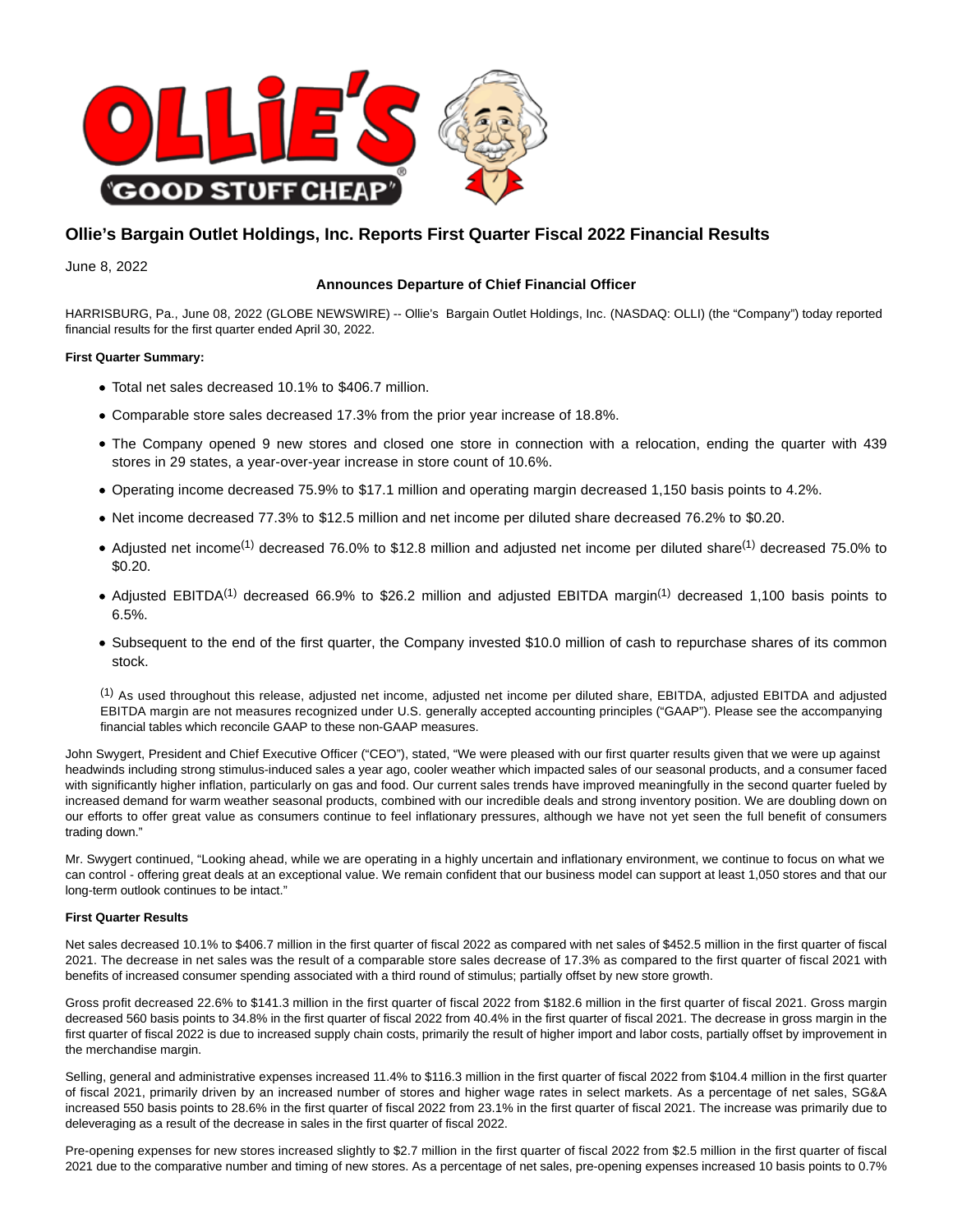# Ollie's Bargain Outlet Holdings, Inc. Reports First Quarter Fiscal 2022 Financial Results

June 8, 2022

**Announces Departure of Chief Financial Officer**

HARRISBURG, Pa., June 08, 2022 (GLOBE NEWSWIRE) -- Ollie's Bargain Outlet Holdings, Inc. (NASDAQ: OLLI) (the "Company") today reported financial results for the first quarter ended April 30, 2022.

**First Quarter Summary:**

- Total net sales decreased 10.1% to $406.7 million.
- Comparable store sales decreased 17.3% from the prior year increase of 18.8%.
- The Company opened 9 new stores and closed one store in connection with a relocation, ending the quarter with 439 stores in 29 states, a year-over-year increase in store count of 10.6%.
- Operating income decreased 75.9% to $17.1 million and operating margin decreased 1,150 basis points to 4.2%.
- Net income decreased 77.3% to $12.5 million and net income per diluted share decreased 76.2% to $0.20.
- Adjusted net income[(1)] decreased 76.0% to $12.8 million and adjusted net income per diluted share[(1)] decreased 75.0% to $0.20.
- Adjusted EBITDA[(1)] decreased 66.9% to $26.2 million and adjusted EBITDA margin[(1)] decreased 1,100 basis points to 6.5%.
- Subsequent to the end of the first quarter, the Company invested $10.0 million of cash to repurchase shares of its common stock.

[(1)] As used throughout this release, adjusted net income, adjusted net income per diluted share, EBITDA, adjusted EBITDA and adjusted EBITDA margin are not measures recognized under U.S. generally accepted accounting principles ("GAAP"). Please see the accompanying financial tables which reconcile GAAP to these non-GAAP measures.

John Swygert, President and Chief Executive Officer ("CEO"), stated, "We were pleased with our first quarter results given that we were up against headwinds including strong stimulus-induced sales a year ago, cooler weather which impacted sales of our seasonal products, and a consumer faced with significantly higher inflation, particularly on gas and food. Our current sales trends have improved meaningfully in the second quarter fueled by increased demand for warm weather seasonal products, combined with our incredible deals and strong inventory position. We are doubling down on our efforts to offer great value as consumers continue to feel inflationary pressures, although we have not yet seen the full benefit of consumers trading down."

Mr. Swygert continued, "Looking ahead, while we are operating in a highly uncertain and inflationary environment, we continue to focus on what we can control - offering great deals at an exceptional value. We remain confident that our business model can support at least 1,050 stores and that our long-term outlook continues to be intact."

**First Quarter Results**

Net sales decreased 10.1% to $406.7 million in the first quarter of fiscal 2022 as compared with net sales of $452.5 million in the first quarter of fiscal 2021. The decrease in net sales was the result of a comparable store sales decrease of 17.3% as compared to the first quarter of fiscal 2021 with benefits of increased consumer spending associated with a third round of stimulus; partially offset by new store growth.

Gross profit decreased 22.6% to $141.3 million in the first quarter of fiscal 2022 from $182.6 million in the first quarter of fiscal 2021. Gross margin decreased 560 basis points to 34.8% in the first quarter of fiscal 2022 from 40.4% in the first quarter of fiscal 2021. The decrease in gross margin in the first quarter of fiscal 2022 is due to increased supply chain costs, primarily the result of higher import and labor costs, partially offset by improvement in the merchandise margin.

Selling, general and administrative expenses increased 11.4% to $116.3 million in the first quarter of fiscal 2022 from $104.4 million in the first quarter of fiscal 2021, primarily driven by an increased number of stores and higher wage rates in select markets. As a percentage of net sales, SG&A increased 550 basis points to 28.6% in the first quarter of fiscal 2022 from 23.1% in the first quarter of fiscal 2021. The increase was primarily due to deleveraging as a result of the decrease in sales in the first quarter of fiscal 2022.

Pre-opening expenses for new stores increased slightly to $2.7 million in the first quarter of fiscal 2022 from $2.5 million in the first quarter of fiscal 2021 due to the comparative number and timing of new stores. As a percentage of net sales, pre-opening expenses increased 10 basis points to 0.7%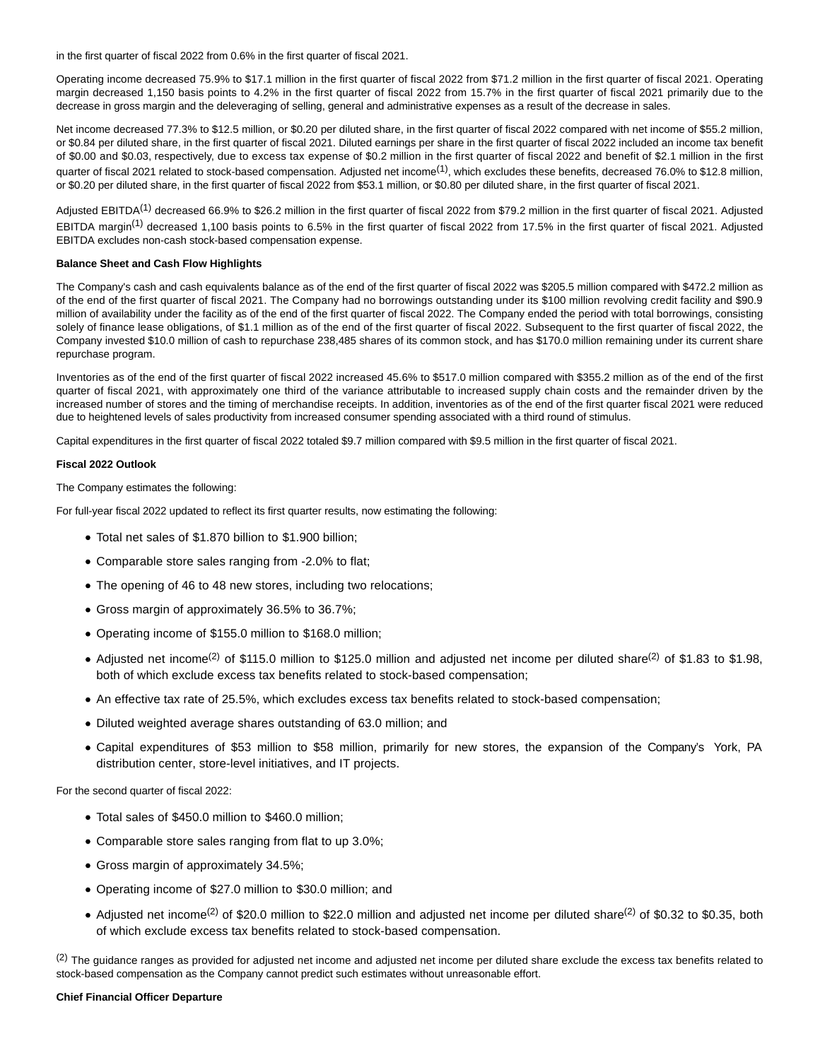in the first quarter of fiscal 2022 from 0.6% in the first quarter of fiscal 2021.

Operating income decreased 75.9% to $17.1 million in the first quarter of fiscal 2022 from $71.2 million in the first quarter of fiscal 2021. Operating margin decreased 1,150 basis points to 4.2% in the first quarter of fiscal 2022 from 15.7% in the first quarter of fiscal 2021 primarily due to the decrease in gross margin and the deleveraging of selling, general and administrative expenses as a result of the decrease in sales.

Net income decreased 77.3% to $12.5 million, or $0.20 per diluted share, in the first quarter of fiscal 2022 compared with net income of $55.2 million, or $0.84 per diluted share, in the first quarter of fiscal 2021. Diluted earnings per share in the first quarter of fiscal 2022 included an income tax benefit of $0.00 and $0.03, respectively, due to excess tax expense of $0.2 million in the first quarter of fiscal 2022 and benefit of $2.1 million in the first quarter of fiscal 2021 related to stock-based compensation. Adjusted net income[1], which excludes these benefits, decreased 76.0% to $12.8 million, or $0.20 per diluted share, in the first quarter of fiscal 2022 from $53.1 million, or $0.80 per diluted share, in the first quarter of fiscal 2021.

Adjusted EBITDA[1] decreased 66.9% to $26.2 million in the first quarter of fiscal 2022 from $79.2 million in the first quarter of fiscal 2021. Adjusted EBITDA margin[1] decreased 1,100 basis points to 6.5% in the first quarter of fiscal 2022 from 17.5% in the first quarter of fiscal 2021. Adjusted EBITDA excludes non-cash stock-based compensation expense.

**Balance Sheet and Cash Flow Highlights**

The Company's cash and cash equivalents balance as of the end of the first quarter of fiscal 2022 was $205.5 million compared with $472.2 million as of the end of the first quarter of fiscal 2021. The Company had no borrowings outstanding under its $100 million revolving credit facility and $90.9 million of availability under the facility as of the end of the first quarter of fiscal 2022. The Company ended the period with total borrowings, consisting solely of finance lease obligations, of $1.1 million as of the end of the first quarter of fiscal 2022. Subsequent to the first quarter of fiscal 2022, the Company invested $10.0 million of cash to repurchase 238,485 shares of its common stock, and has $170.0 million remaining under its current share repurchase program.

Inventories as of the end of the first quarter of fiscal 2022 increased 45.6% to $517.0 million compared with $355.2 million as of the end of the first quarter of fiscal 2021, with approximately one third of the variance attributable to increased supply chain costs and the remainder driven by the increased number of stores and the timing of merchandise receipts. In addition, inventories as of the end of the first quarter fiscal 2021 were reduced due to heightened levels of sales productivity from increased consumer spending associated with a third round of stimulus.

Capital expenditures in the first quarter of fiscal 2022 totaled $9.7 million compared with $9.5 million in the first quarter of fiscal 2021.

**Fiscal 2022 Outlook**

The Company estimates the following:

For full-year fiscal 2022 updated to reflect its first quarter results, now estimating the following:

- Total net sales of $1.870 billion to $1.900 billion;
- Comparable store sales ranging from -2.0% to flat;
- The opening of 46 to 48 new stores, including two relocations;
- Gross margin of approximately 36.5% to 36.7%;
- Operating income of $155.0 million to $168.0 million;
- Adjusted net income[2] of $115.0 million to $125.0 million and adjusted net income per diluted share[2] of $1.83 to $1.98, both of which exclude excess tax benefits related to stock-based compensation;
- An effective tax rate of 25.5%, which excludes excess tax benefits related to stock-based compensation;
- Diluted weighted average shares outstanding of 63.0 million; and
- Capital expenditures of $53 million to $58 million, primarily for new stores, the expansion of the Company's York, PA distribution center, store-level initiatives, and IT projects.

For the second quarter of fiscal 2022:

- Total sales of $450.0 million to $460.0 million;
- Comparable store sales ranging from flat to up 3.0%;
- Gross margin of approximately 34.5%;
- Operating income of $27.0 million to $30.0 million; and
- Adjusted net income[2] of $20.0 million to $22.0 million and adjusted net income per diluted share[2] of $0.32 to $0.35, both of which exclude excess tax benefits related to stock-based compensation.

[2] The guidance ranges as provided for adjusted net income and adjusted net income per diluted share exclude the excess tax benefits related to stock-based compensation as the Company cannot predict such estimates without unreasonable effort.

**Chief Financial Officer Departure**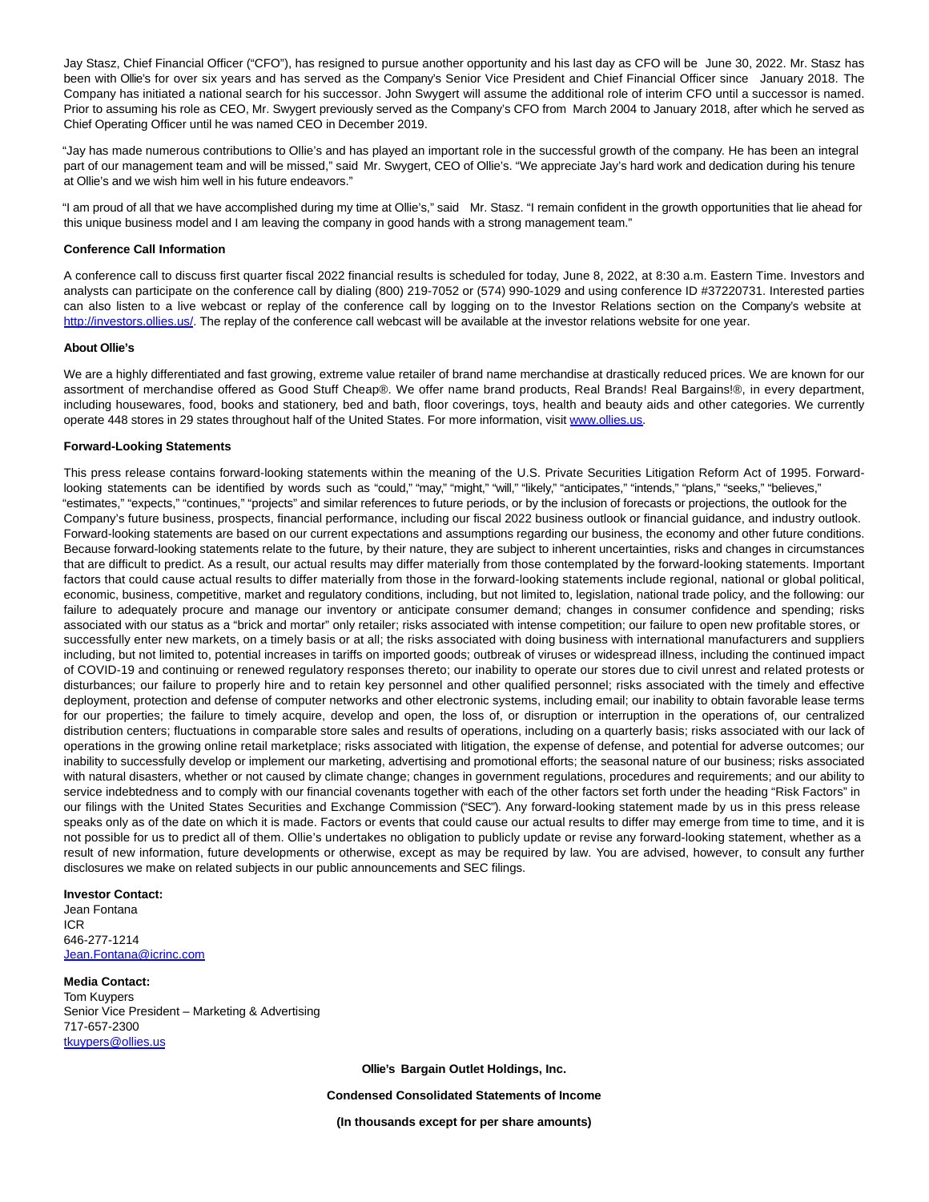Jay Stasz, Chief Financial Officer ("CFO"), has resigned to pursue another opportunity and his last day as CFO will be June 30, 2022. Mr. Stasz has been with Ollie's for over six years and has served as the Company's Senior Vice President and Chief Financial Officer since January 2018. The Company has initiated a national search for his successor. John Swygert will assume the additional role of interim CFO until a successor is named. Prior to assuming his role as CEO, Mr. Swygert previously served as the Company's CFO from March 2004 to January 2018, after which he served as Chief Operating Officer until he was named CEO in December 2019.

"Jay has made numerous contributions to Ollie's and has played an important role in the successful growth of the company. He has been an integral part of our management team and will be missed," said Mr. Swygert, CEO of Ollie's. "We appreciate Jay's hard work and dedication during his tenure at Ollie's and we wish him well in his future endeavors."

"I am proud of all that we have accomplished during my time at Ollie's," said Mr. Stasz. "I remain confident in the growth opportunities that lie ahead for this unique business model and I am leaving the company in good hands with a strong management team."

**Conference Call Information**

A conference call to discuss first quarter fiscal 2022 financial results is scheduled for today, June 8, 2022, at 8:30 a.m. Eastern Time. Investors and analysts can participate on the conference call by dialing (800) 219-7052 or (574) 990-1029 and using conference ID #37220731. Interested parties can also listen to a live webcast or replay of the conference call by logging on to the Investor Relations section on the Company's website at http://investors.ollies.us/. The replay of the conference call webcast will be available at the investor relations website for one year.

**About Ollie's**

We are a highly differentiated and fast growing, extreme value retailer of brand name merchandise at drastically reduced prices. We are known for our assortment of merchandise offered as Good Stuff Cheap®. We offer name brand products, Real Brands! Real Bargains!®, in every department, including housewares, food, books and stationery, bed and bath, floor coverings, toys, health and beauty aids and other categories. We currently operate 448 stores in 29 states throughout half of the United States. For more information, visit www.ollies.us.

**Forward-Looking Statements**

This press release contains forward-looking statements within the meaning of the U.S. Private Securities Litigation Reform Act of 1995. Forward-looking statements can be identified by words such as "could," "may," "might," "will," "likely," "anticipates," "intends," "plans," "seeks," "believes," "estimates," "expects," "continues," "projects" and similar references to future periods, or by the inclusion of forecasts or projections, the outlook for the Company's future business, prospects, financial performance, including our fiscal 2022 business outlook or financial guidance, and industry outlook. Forward-looking statements are based on our current expectations and assumptions regarding our business, the economy and other future conditions. Because forward-looking statements relate to the future, by their nature, they are subject to inherent uncertainties, risks and changes in circumstances that are difficult to predict. As a result, our actual results may differ materially from those contemplated by the forward-looking statements. Important factors that could cause actual results to differ materially from those in the forward-looking statements include regional, national or global political, economic, business, competitive, market and regulatory conditions, including, but not limited to, legislation, national trade policy, and the following: our failure to adequately procure and manage our inventory or anticipate consumer demand; changes in consumer confidence and spending; risks associated with our status as a "brick and mortar" only retailer; risks associated with intense competition; our failure to open new profitable stores, or successfully enter new markets, on a timely basis or at all; the risks associated with doing business with international manufacturers and suppliers including, but not limited to, potential increases in tariffs on imported goods; outbreak of viruses or widespread illness, including the continued impact of COVID-19 and continuing or renewed regulatory responses thereto; our inability to operate our stores due to civil unrest and related protests or disturbances; our failure to properly hire and to retain key personnel and other qualified personnel; risks associated with the timely and effective deployment, protection and defense of computer networks and other electronic systems, including email; our inability to obtain favorable lease terms for our properties; the failure to timely acquire, develop and open, the loss of, or disruption or interruption in the operations of, our centralized distribution centers; fluctuations in comparable store sales and results of operations, including on a quarterly basis; risks associated with our lack of operations in the growing online retail marketplace; risks associated with litigation, the expense of defense, and potential for adverse outcomes; our inability to successfully develop or implement our marketing, advertising and promotional efforts; the seasonal nature of our business; risks associated with natural disasters, whether or not caused by climate change; changes in government regulations, procedures and requirements; and our ability to service indebtedness and to comply with our financial covenants together with each of the other factors set forth under the heading "Risk Factors" in our filings with the United States Securities and Exchange Commission ("SEC"). Any forward-looking statement made by us in this press release speaks only as of the date on which it is made. Factors or events that could cause our actual results to differ may emerge from time to time, and it is not possible for us to predict all of them. Ollie's undertakes no obligation to publicly update or revise any forward-looking statement, whether as a result of new information, future developments or otherwise, except as may be required by law. You are advised, however, to consult any further disclosures we make on related subjects in our public announcements and SEC filings.

**Investor Contact:**
Jean Fontana
ICR
646-277-1214
Jean.Fontana@icrinc.com

**Media Contact:**
Tom Kuypers
Senior Vice President – Marketing & Advertising
717-657-2300
tkuypers@ollies.us

**Ollie's Bargain Outlet Holdings, Inc.**

**Condensed Consolidated Statements of Income**

**(In thousands except for per share amounts)**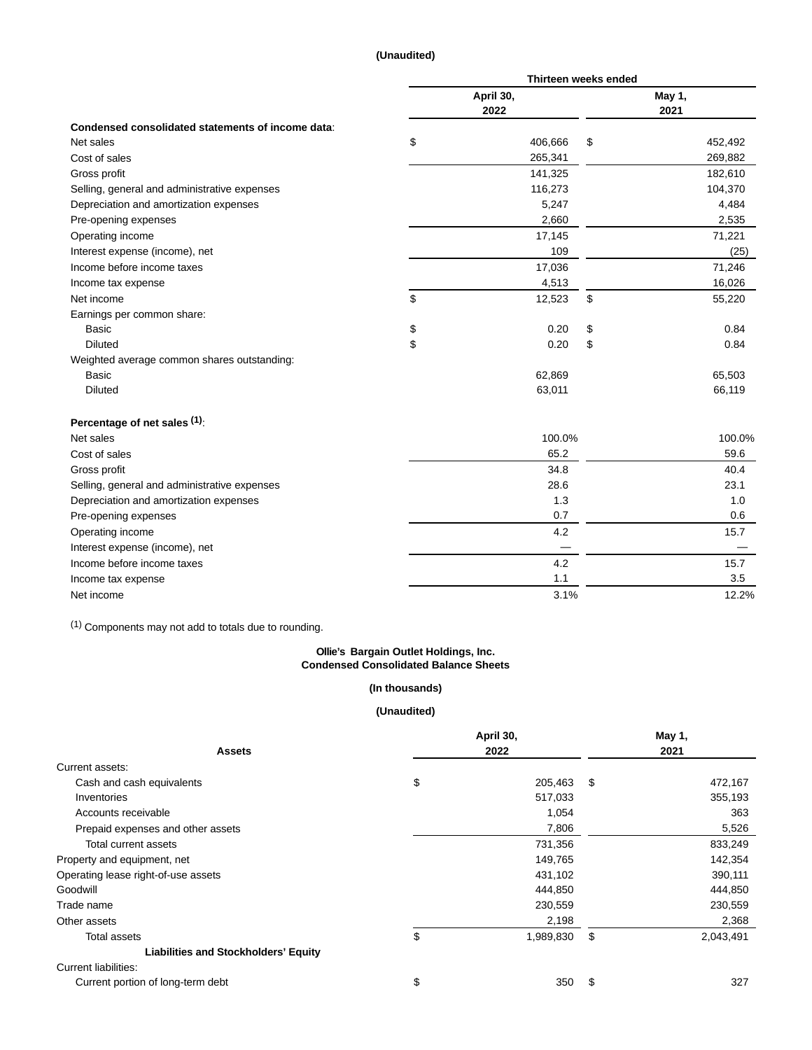**(Unaudited)**

| | Thirteen weeks ended | |
|---|---|---|
| | April 30, 2022 | May 1, 2021 |
| **Condensed consolidated statements of income data**: | | |
| Net sales | $ 406,666 | $ 452,492 |
| Cost of sales | 265,341 | 269,882 |
| Gross profit | 141,325 | 182,610 |
| Selling, general and administrative expenses | 116,273 | 104,370 |
| Depreciation and amortization expenses | 5,247 | 4,484 |
| Pre-opening expenses | 2,660 | 2,535 |
| Operating income | 17,145 | 71,221 |
| Interest expense (income), net | 109 | (25) |
| Income before income taxes | 17,036 | 71,246 |
| Income tax expense | 4,513 | 16,026 |
| Net income | $ 12,523 | $ 55,220 |
| Earnings per common share: | | |
| Basic | $ 0.20 | $ 0.84 |
| Diluted | $ 0.20 | $ 0.84 |
| Weighted average common shares outstanding: | | |
| Basic | 62,869 | 65,503 |
| Diluted | 63,011 | 66,119 |
| | | |
| **Percentage of net sales [(1)]**: | | |
| Net sales | 100.0% | 100.0% |
| Cost of sales | 65.2 | 59.6 |
| Gross profit | 34.8 | 40.4 |
| Selling, general and administrative expenses | 28.6 | 23.1 |
| Depreciation and amortization expenses | 1.3 | 1.0 |
| Pre-opening expenses | 0.7 | 0.6 |
| Operating income | 4.2 | 15.7 |
| Interest expense (income), net | — | — |
| Income before income taxes | 4.2 | 15.7 |
| Income tax expense | 1.1 | 3.5 |
| Net income | 3.1% | 12.2% |

[(1)] Components may not add to totals due to rounding.

**Ollie's Bargain Outlet Holdings, Inc.**
**Condensed Consolidated Balance Sheets**

**(In thousands)**

**(Unaudited)**

| **Assets** | April 30, 2022 | May 1, 2021 |
|---|---|---|
| Current assets: | | |
| Cash and cash equivalents | $ 205,463 | $ 472,167 |
| Inventories | 517,033 | 355,193 |
| Accounts receivable | 1,054 | 363 |
| Prepaid expenses and other assets | 7,806 | 5,526 |
| Total current assets | 731,356 | 833,249 |
| Property and equipment, net | 149,765 | 142,354 |
| Operating lease right-of-use assets | 431,102 | 390,111 |
| Goodwill | 444,850 | 444,850 |
| Trade name | 230,559 | 230,559 |
| Other assets | 2,198 | 2,368 |
| Total assets | $ 1,989,830 | $ 2,043,491 |
| **Liabilities and Stockholders' Equity** | | |
| Current liabilities: | | |
| Current portion of long-term debt | $ 350 | $ 327 |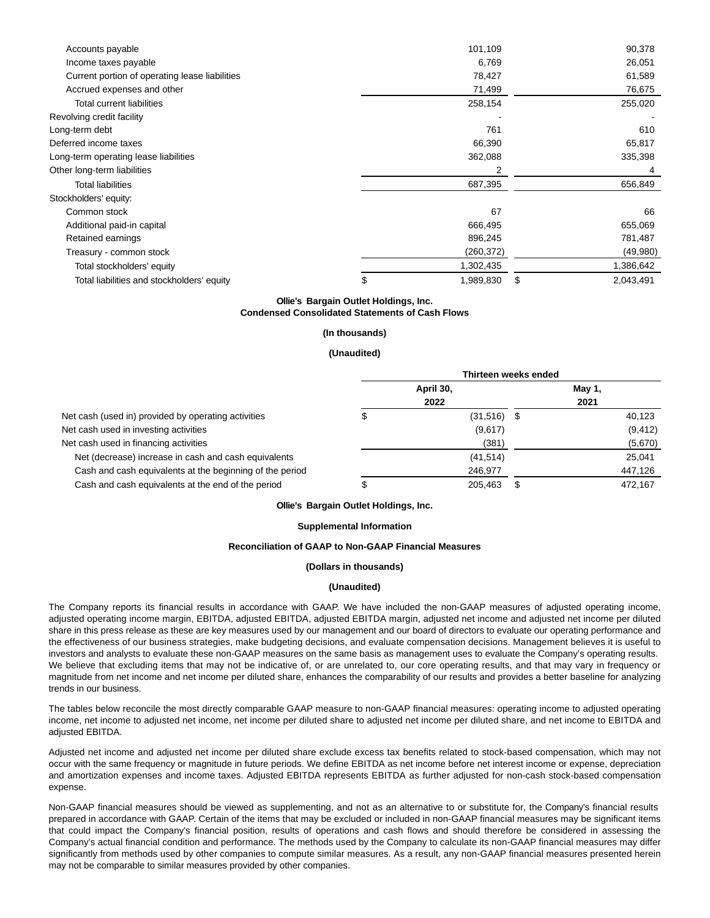| | | |
|---|---|---|
| Accounts payable | 101,109 | 90,378 |
| Income taxes payable | 6,769 | 26,051 |
| Current portion of operating lease liabilities | 78,427 | 61,589 |
| Accrued expenses and other | 71,499 | 76,675 |
| Total current liabilities | 258,154 | 255,020 |
| Revolving credit facility | - | - |
| Long-term debt | 761 | 610 |
| Deferred income taxes | 66,390 | 65,817 |
| Long-term operating lease liabilities | 362,088 | 335,398 |
| Other long-term liabilities | 2 | 4 |
| Total liabilities | 687,395 | 656,849 |
| Stockholders' equity: | | |
| Common stock | 67 | 66 |
| Additional paid-in capital | 666,495 | 655,069 |
| Retained earnings | 896,245 | 781,487 |
| Treasury - common stock | (260,372) | (49,980) |
| Total stockholders' equity | 1,302,435 | 1,386,642 |
| Total liabilities and stockholders' equity | $ 1,989,830 | $ 2,043,491 |

**Ollie's Bargain Outlet Holdings, Inc.**
**Condensed Consolidated Statements of Cash Flows**

**(In thousands)**

**(Unaudited)**

| | Thirteen weeks ended | |
|---|---|---|
| | April 30, 2022 | May 1, 2021 |
| Net cash (used in) provided by operating activities | $ (31,516) | $ 40,123 |
| Net cash used in investing activities | (9,617) | (9,412) |
| Net cash used in financing activities | (381) | (5,670) |
| Net (decrease) increase in cash and cash equivalents | (41,514) | 25,041 |
| Cash and cash equivalents at the beginning of the period | 246,977 | 447,126 |
| Cash and cash equivalents at the end of the period | $ 205,463 | $ 472,167 |

**Ollie's Bargain Outlet Holdings, Inc.**

**Supplemental Information**

**Reconciliation of GAAP to Non-GAAP Financial Measures**

**(Dollars in thousands)**

**(Unaudited)**

The Company reports its financial results in accordance with GAAP. We have included the non-GAAP measures of adjusted operating income, adjusted operating income margin, EBITDA, adjusted EBITDA, adjusted EBITDA margin, adjusted net income and adjusted net income per diluted share in this press release as these are key measures used by our management and our board of directors to evaluate our operating performance and the effectiveness of our business strategies, make budgeting decisions, and evaluate compensation decisions. Management believes it is useful to investors and analysts to evaluate these non-GAAP measures on the same basis as management uses to evaluate the Company's operating results. We believe that excluding items that may not be indicative of, or are unrelated to, our core operating results, and that may vary in frequency or magnitude from net income and net income per diluted share, enhances the comparability of our results and provides a better baseline for analyzing trends in our business.

The tables below reconcile the most directly comparable GAAP measure to non-GAAP financial measures: operating income to adjusted operating income, net income to adjusted net income, net income per diluted share to adjusted net income per diluted share, and net income to EBITDA and adjusted EBITDA.

Adjusted net income and adjusted net income per diluted share exclude excess tax benefits related to stock-based compensation, which may not occur with the same frequency or magnitude in future periods. We define EBITDA as net income before net interest income or expense, depreciation and amortization expenses and income taxes. Adjusted EBITDA represents EBITDA as further adjusted for non-cash stock-based compensation expense.

Non-GAAP financial measures should be viewed as supplementing, and not as an alternative to or substitute for, the Company's financial results prepared in accordance with GAAP. Certain of the items that may be excluded or included in non-GAAP financial measures may be significant items that could impact the Company's financial position, results of operations and cash flows and should therefore be considered in assessing the Company's actual financial condition and performance. The methods used by the Company to calculate its non-GAAP financial measures may differ significantly from methods used by other companies to compute similar measures. As a result, any non-GAAP financial measures presented herein may not be comparable to similar measures provided by other companies.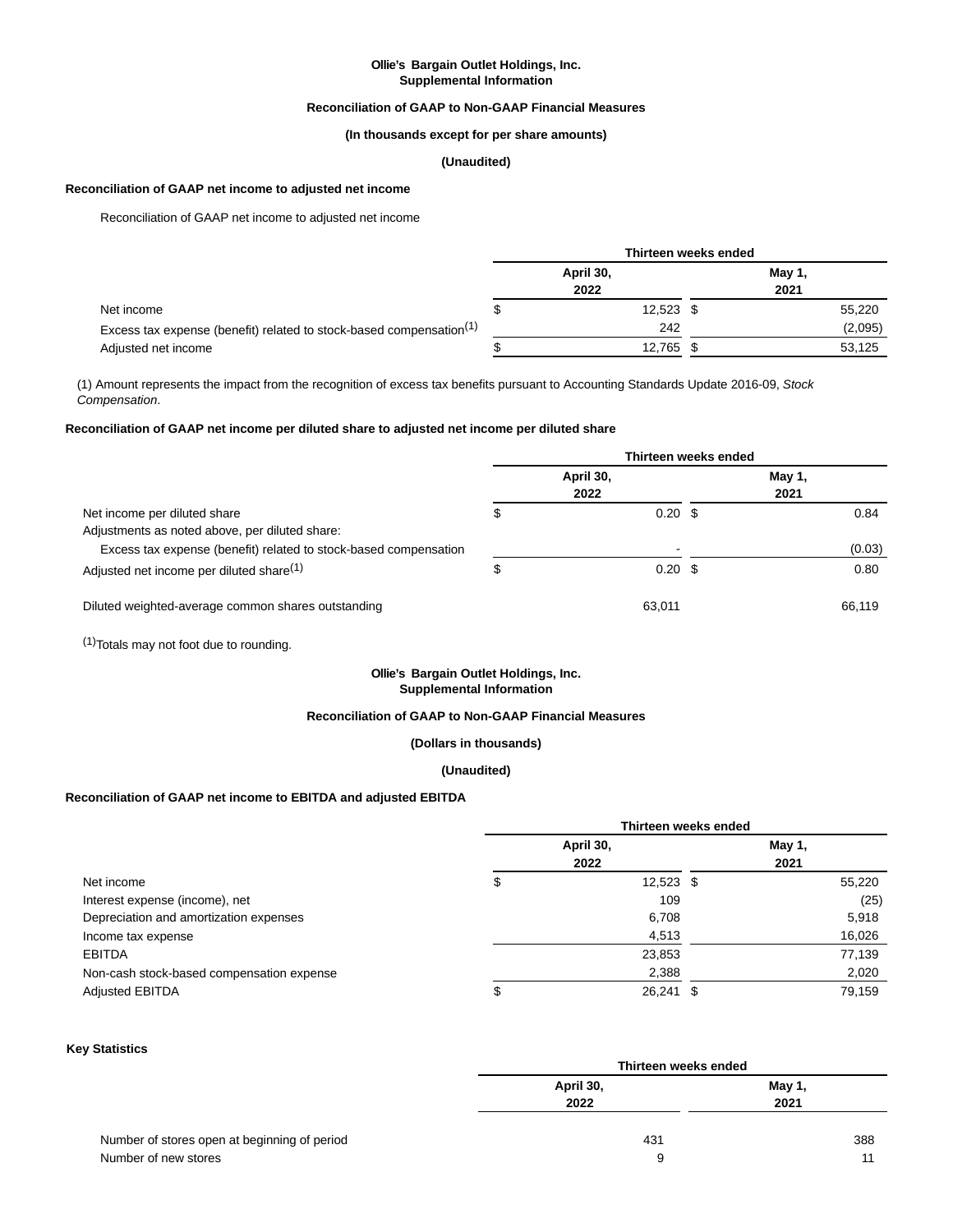**Ollie's Bargain Outlet Holdings, Inc.**
**Supplemental Information**

**Reconciliation of GAAP to Non-GAAP Financial Measures**

**(In thousands except for per share amounts)**

**(Unaudited)**

### Reconciliation of GAAP net income to adjusted net income

Reconciliation of GAAP net income to adjusted net income

| | Thirteen weeks ended | |
|---|---|---|
| | April 30, 2022 | May 1, 2021 |
| Net income | $ 12,523 | $ 55,220 |
| Excess tax expense (benefit) related to stock-based compensation[1] | 242 | (2,095) |
| Adjusted net income | $ 12,765 | $ 53,125 |

(1) Amount represents the impact from the recognition of excess tax benefits pursuant to Accounting Standards Update 2016-09, *Stock Compensation*.

### Reconciliation of GAAP net income per diluted share to adjusted net income per diluted share

| | Thirteen weeks ended | |
|---|---|---|
| | April 30, 2022 | May 1, 2021 |
| Net income per diluted share | $ 0.20 | $ 0.84 |
| Adjustments as noted above, per diluted share: | | |
| Excess tax expense (benefit) related to stock-based compensation | - | (0.03) |
| Adjusted net income per diluted share[1] | $ 0.20 | $ 0.80 |
| Diluted weighted-average common shares outstanding | 63,011 | 66,119 |

[1]Totals may not foot due to rounding.

**Ollie's Bargain Outlet Holdings, Inc.**
**Supplemental Information**

**Reconciliation of GAAP to Non-GAAP Financial Measures**

**(Dollars in thousands)**

**(Unaudited)**

### Reconciliation of GAAP net income to EBITDA and adjusted EBITDA

| | Thirteen weeks ended | |
|---|---|---|
| | April 30, 2022 | May 1, 2021 |
| Net income | $ 12,523 | $ 55,220 |
| Interest expense (income), net | 109 | (25) |
| Depreciation and amortization expenses | 6,708 | 5,918 |
| Income tax expense | 4,513 | 16,026 |
| EBITDA | 23,853 | 77,139 |
| Non-cash stock-based compensation expense | 2,388 | 2,020 |
| Adjusted EBITDA | $ 26,241 | $ 79,159 |

### Key Statistics

| | Thirteen weeks ended | |
|---|---|---|
| | April 30, 2022 | May 1, 2021 |
| Number of stores open at beginning of period | 431 | 388 |
| Number of new stores | 9 | 11 |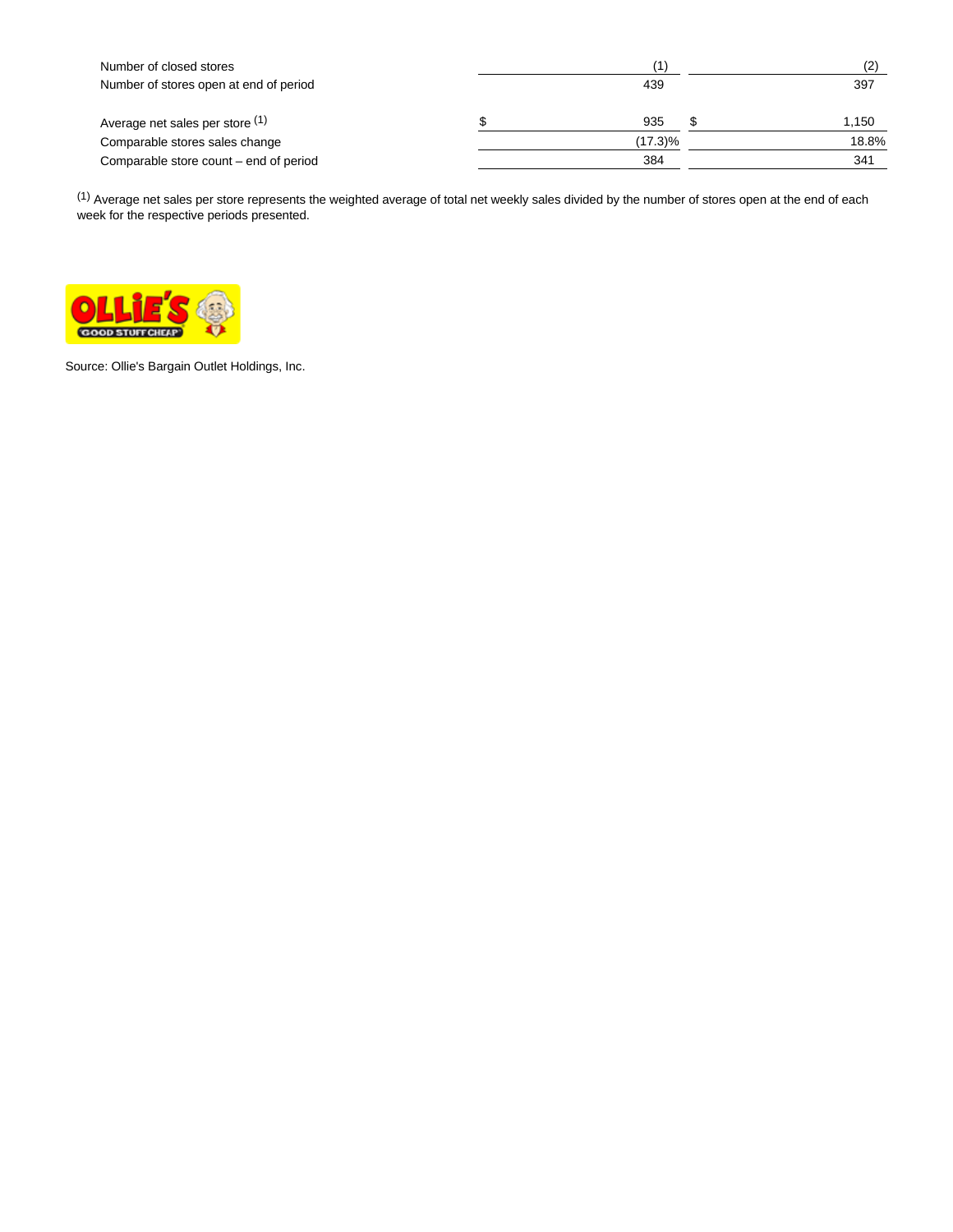| | | |
|---|---|---|
| Number of closed stores | (1) | (2) |
| Number of stores open at end of period | 439 | 397 |
| | | |
| Average net sales per store [1] | $ 935 | $ 1,150 |
| Comparable stores sales change | (17.3)% | 18.8% |
| Comparable store count – end of period | 384 | 341 |

[1] Average net sales per store represents the weighted average of total net weekly sales divided by the number of stores open at the end of each week for the respective periods presented.

Source: Ollie's Bargain Outlet Holdings, Inc.